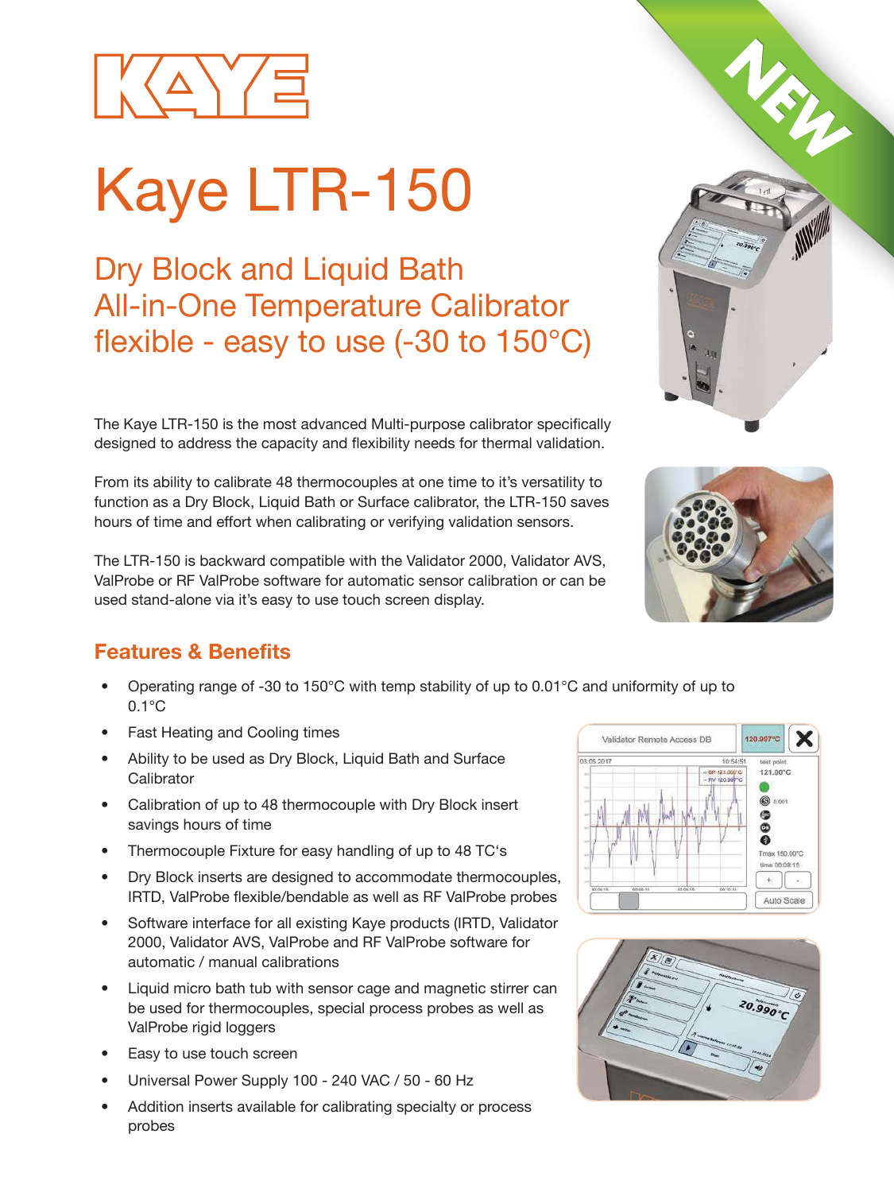# Kaye LTR-150

## Dry Block and Liquid Bath All-in-One Temperature Calibrator flexible - easy to use (-30 to 150°C)

The Kaye LTR-150 is the most advanced Multi-purpose calibrator specifically designed to address the capacity and flexibility needs for thermal validation.

From its ability to calibrate 48 thermocouples at one time to it's versatility to function as a Dry Block, Liquid Bath or Surface calibrator, the LTR-150 saves hours of time and effort when calibrating or verifying validation sensors.

The LTR-150 is backward compatible with the Validator 2000, Validator AVS, ValProbe or RF ValProbe software for automatic sensor calibration or can be used stand-alone via it's easy to use touch screen display.

### Features & Benefits

- Operating range of -30 to 150°C with temp stability of up to 0.01°C and uniformity of up to 0.1°C
- Fast Heating and Cooling times
- Ability to be used as Dry Block, Liquid Bath and Surface Calibrator
- Calibration of up to 48 thermocouple with Dry Block insert savings hours of time
- Thermocouple Fixture for easy handling of up to 48 TC's
- Dry Block inserts are designed to accommodate thermocouples, IRTD, ValProbe flexible/bendable as well as RF ValProbe probes
- Software interface for all existing Kaye products (IRTD, Validator 2000, Validator AVS, ValProbe and RF ValProbe software for automatic / manual calibrations
- Liquid micro bath tub with sensor cage and magnetic stirrer can be used for thermocouples, special process probes as well as ValProbe rigid loggers
- Easy to use touch screen
- Universal Power Supply 100 - 240 VAC / 50 - 60 Hz
- Addition inserts available for calibrating specialty or process probes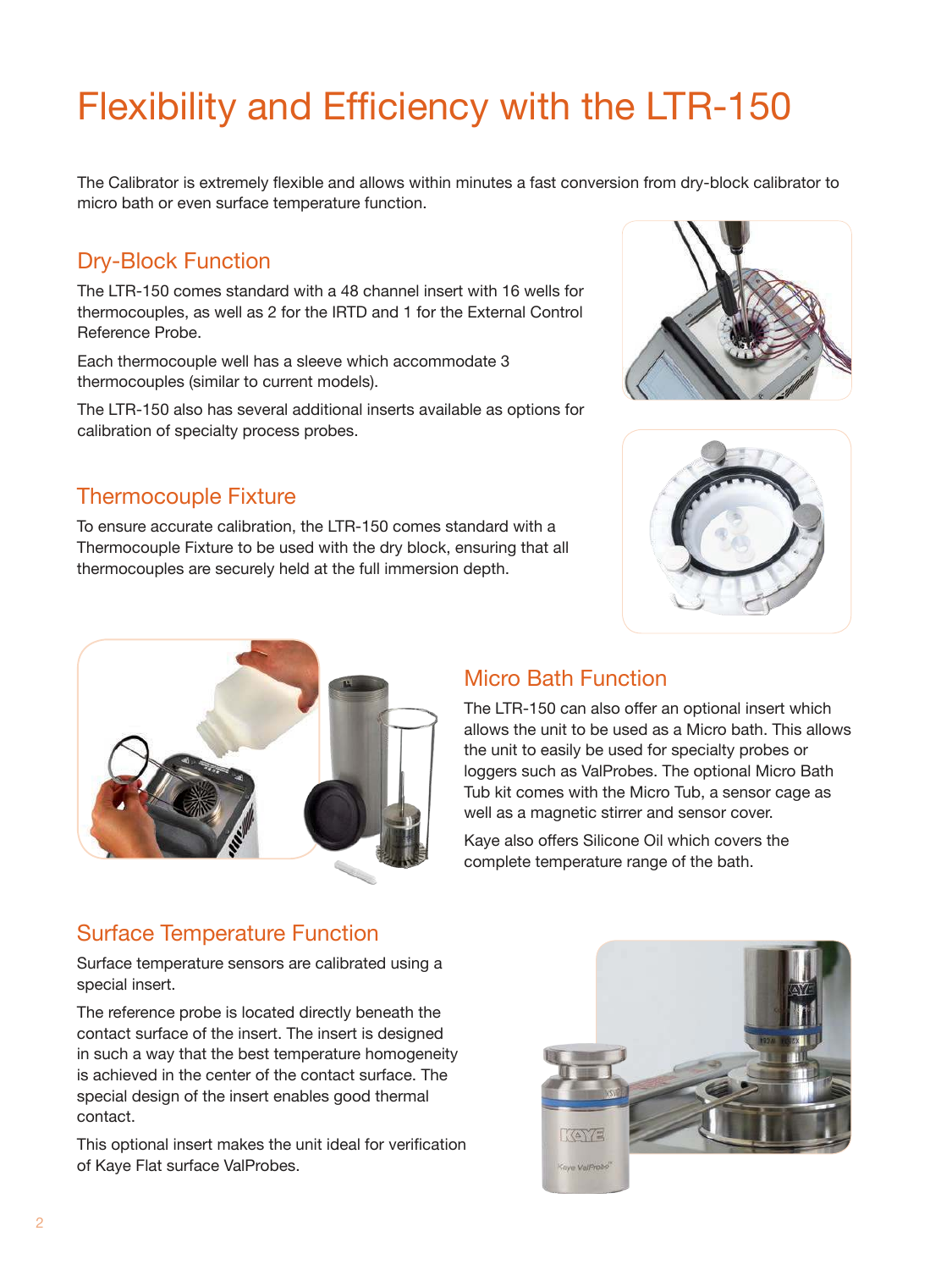# Flexibility and Efficiency with the LTR-150

The Calibrator is extremely flexible and allows within minutes a fast conversion from dry-block calibrator to micro bath or even surface temperature function.

## Dry-Block Function

The LTR-150 comes standard with a 48 channel insert with 16 wells for thermocouples, as well as 2 for the IRTD and 1 for the External Control Reference Probe.

Each thermocouple well has a sleeve which accommodate 3 thermocouples (similar to current models).

The LTR-150 also has several additional inserts available as options for calibration of specialty process probes.

## Thermocouple Fixture

To ensure accurate calibration, the LTR-150 comes standard with a Thermocouple Fixture to be used with the dry block, ensuring that all thermocouples are securely held at the full immersion depth.

## Micro Bath Function

The LTR-150 can also offer an optional insert which allows the unit to be used as a Micro bath. This allows the unit to easily be used for specialty probes or loggers such as ValProbes. The optional Micro Bath Tub kit comes with the Micro Tub, a sensor cage as well as a magnetic stirrer and sensor cover.

Kaye also offers Silicone Oil which covers the complete temperature range of the bath.

## Surface Temperature Function

Surface temperature sensors are calibrated using a special insert.

The reference probe is located directly beneath the contact surface of the insert. The insert is designed in such a way that the best temperature homogeneity is achieved in the center of the contact surface. The special design of the insert enables good thermal contact.

This optional insert makes the unit ideal for verification of Kaye Flat surface ValProbes.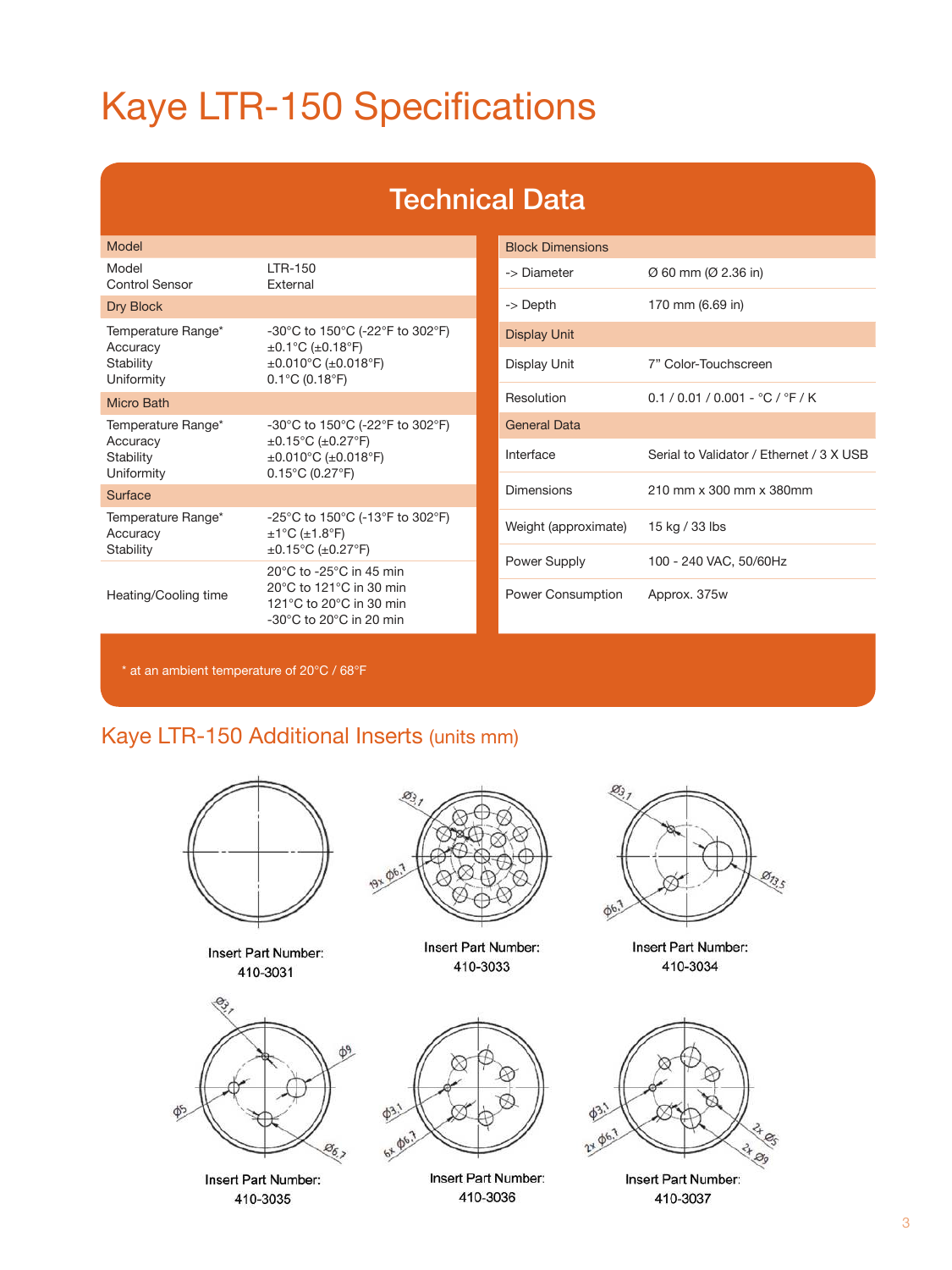# Kaye LTR-150 Specifications

## Technical Data

| Model | |
|---|---|
| Model | LTR-150 |
| Control Sensor | External |
| **Dry Block** | |
| Temperature Range* | -30°C to 150°C (-22°F to 302°F) |
| Accuracy | ±0.1°C (±0.18°F) |
| Stability | ±0.010°C (±0.018°F) |
| Uniformity | 0.1°C (0.18°F) |
| **Micro Bath** | |
| Temperature Range* | -30°C to 150°C (-22°F to 302°F) |
| Accuracy | ±0.15°C (±0.27°F) |
| Stability | ±0.010°C (±0.018°F) |
| Uniformity | 0.15°C (0.27°F) |
| **Surface** | |
| Temperature Range* | -25°C to 150°C (-13°F to 302°F) |
| Accuracy | ±1°C (±1.8°F) |
| Stability | ±0.15°C (±0.27°F) |
| Heating/Cooling time | 20°C to -25°C in 45 min<br>20°C to 121°C in 30 min<br>121°C to 20°C in 30 min<br>-30°C to 20°C in 20 min |

| Block Dimensions | |
|---|---|
| -> Diameter | Ø 60 mm (Ø 2.36 in) |
| -> Depth | 170 mm (6.69 in) |
| **Display Unit** | |
| Display Unit | 7" Color-Touchscreen |
| Resolution | 0.1 / 0.01 / 0.001 - °C / °F / K |
| **General Data** | |
| Interface | Serial to Validator / Ethernet / 3 X USB |
| Dimensions | 210 mm x 300 mm x 380mm |
| Weight (approximate) | 15 kg / 33 lbs |
| Power Supply | 100 - 240 VAC, 50/60Hz |
| Power Consumption | Approx. 375w |

* at an ambient temperature of 20°C / 68°F

## Kaye LTR-150 Additional Inserts (units mm)

Insert Part Number: 410-3031

Insert Part Number: 410-3033

Insert Part Number: 410-3034

Insert Part Number: 410-3035

Insert Part Number: 410-3036

Insert Part Number: 410-3037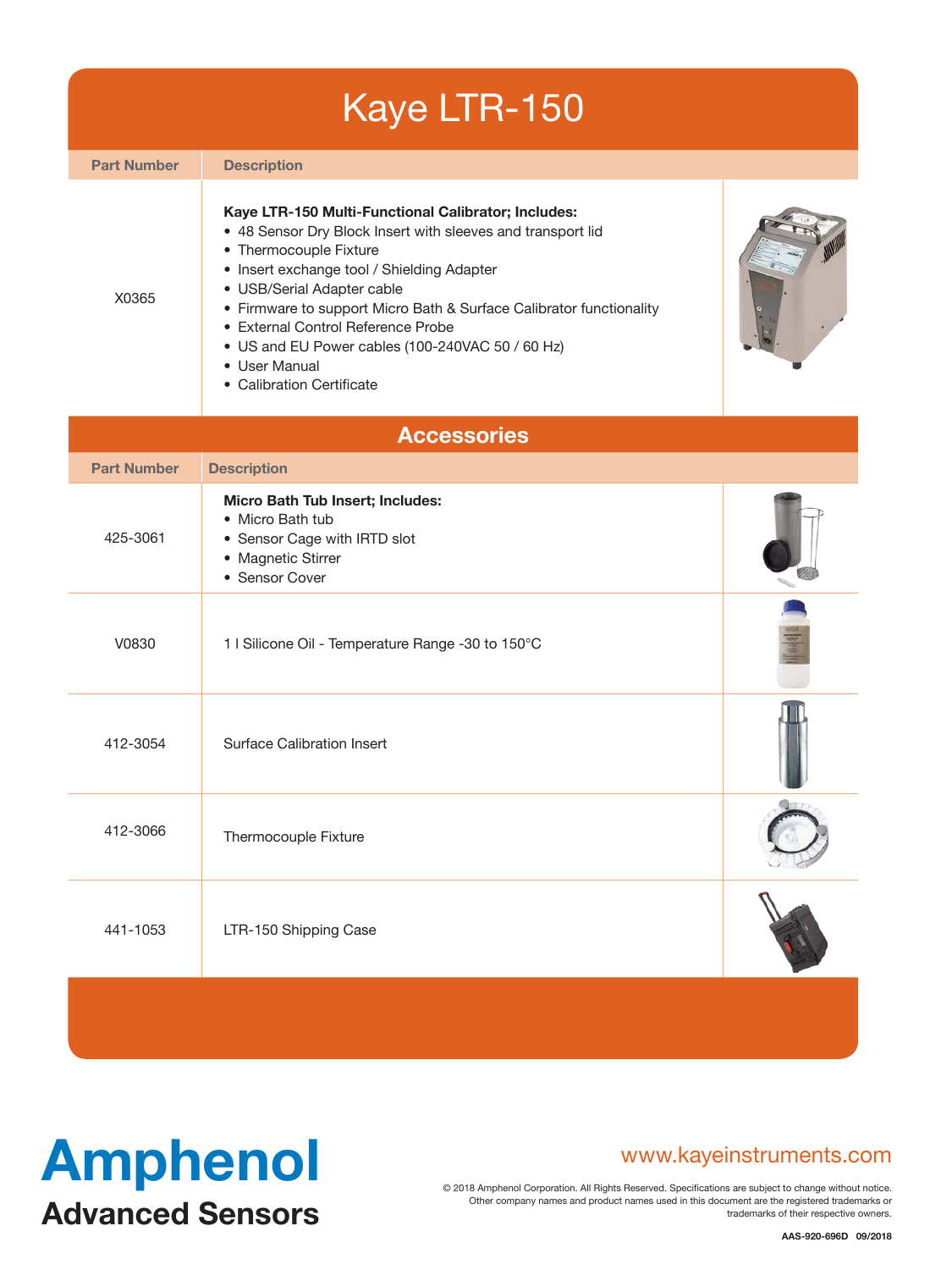# Kaye LTR-150

| Part Number | Description |
|---|---|
| X0365 | **Kaye LTR-150 Multi-Functional Calibrator; Includes:**<br>• 48 Sensor Dry Block Insert with sleeves and transport lid<br>• Thermocouple Fixture<br>• Insert exchange tool / Shielding Adapter<br>• USB/Serial Adapter cable<br>• Firmware to support Micro Bath & Surface Calibrator functionality<br>• External Control Reference Probe<br>• US and EU Power cables (100-240VAC 50 / 60 Hz)<br>• User Manual<br>• Calibration Certificate |

## Accessories

| Part Number | Description |
|---|---|
| 425-3061 | **Micro Bath Tub Insert; Includes:**<br>• Micro Bath tub<br>• Sensor Cage with IRTD slot<br>• Magnetic Stirrer<br>• Sensor Cover |
| V0830 | 1 l Silicone Oil - Temperature Range -30 to 150°C |
| 412-3054 | Surface Calibration Insert |
| 412-3066 | Thermocouple Fixture |
| 441-1053 | LTR-150 Shipping Case |

**Amphenol**
**Advanced Sensors**

www.kayeinstruments.com

© 2018 Amphenol Corporation. All Rights Reserved. Specifications are subject to change without notice. Other company names and product names used in this document are the registered trademarks or trademarks of their respective owners.

AAS-920-696D 09/2018